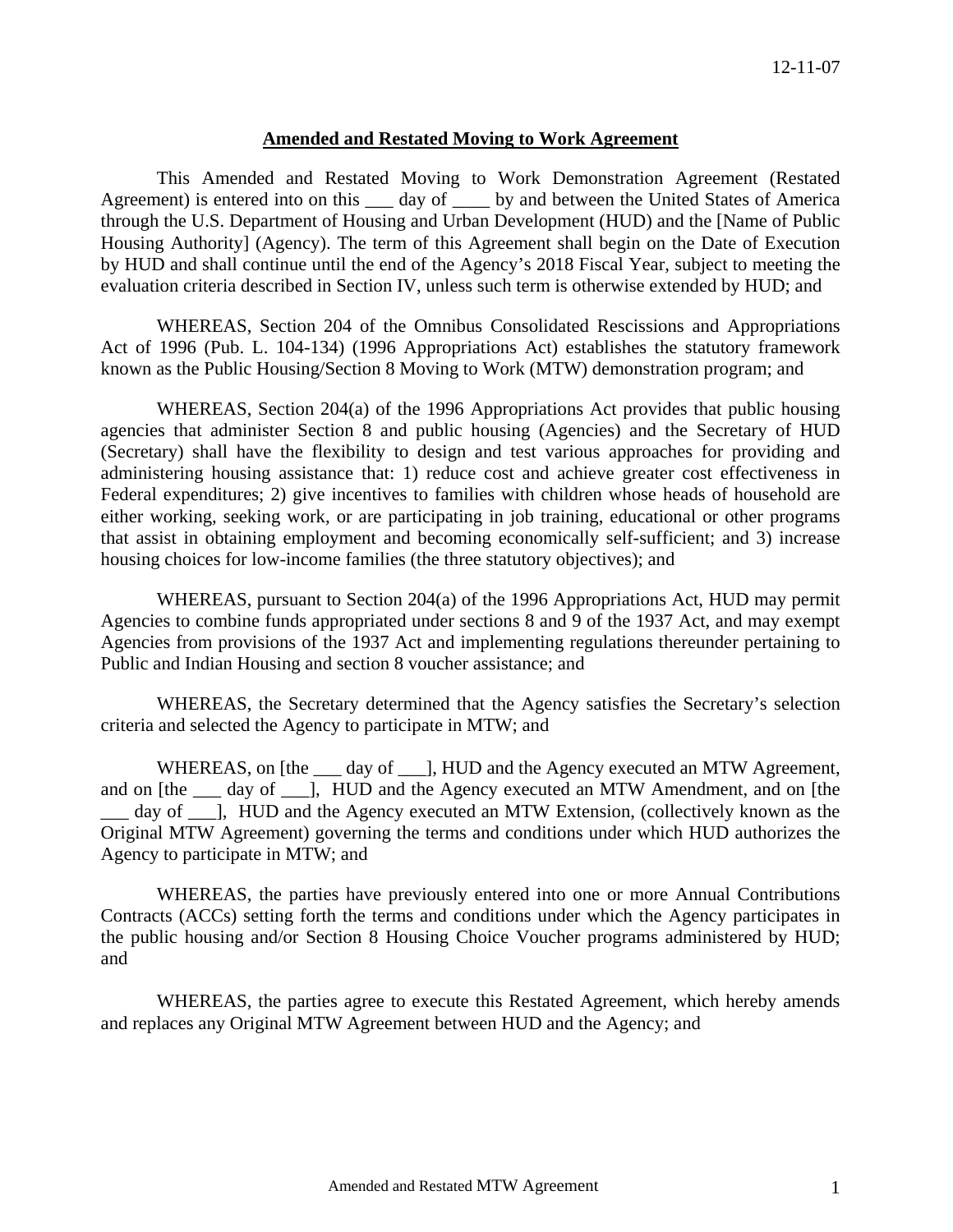12-11-07

**Amended and Restated Moving to Work Agreement**

This Amended and Restated Moving to Work Demonstration Agreement (Restated Agreement) is entered into on this ___ day of ____ by and between the United States of America through the U.S. Department of Housing and Urban Development (HUD) and the [Name of Public Housing Authority] (Agency). The term of this Agreement shall begin on the Date of Execution by HUD and shall continue until the end of the Agency's 2018 Fiscal Year, subject to meeting the evaluation criteria described in Section IV, unless such term is otherwise extended by HUD; and

WHEREAS, Section 204 of the Omnibus Consolidated Rescissions and Appropriations Act of 1996 (Pub. L. 104-134) (1996 Appropriations Act) establishes the statutory framework known as the Public Housing/Section 8 Moving to Work (MTW) demonstration program; and

WHEREAS, Section 204(a) of the 1996 Appropriations Act provides that public housing agencies that administer Section 8 and public housing (Agencies) and the Secretary of HUD (Secretary) shall have the flexibility to design and test various approaches for providing and administering housing assistance that: 1) reduce cost and achieve greater cost effectiveness in Federal expenditures; 2) give incentives to families with children whose heads of household are either working, seeking work, or are participating in job training, educational or other programs that assist in obtaining employment and becoming economically self-sufficient; and 3) increase housing choices for low-income families (the three statutory objectives); and

WHEREAS, pursuant to Section 204(a) of the 1996 Appropriations Act, HUD may permit Agencies to combine funds appropriated under sections 8 and 9 of the 1937 Act, and may exempt Agencies from provisions of the 1937 Act and implementing regulations thereunder pertaining to Public and Indian Housing and section 8 voucher assistance; and

WHEREAS, the Secretary determined that the Agency satisfies the Secretary's selection criteria and selected the Agency to participate in MTW; and

WHEREAS, on [the ___ day of ___], HUD and the Agency executed an MTW Agreement, and on [the ___ day of ___], HUD and the Agency executed an MTW Amendment, and on [the ___ day of ___], HUD and the Agency executed an MTW Extension, (collectively known as the Original MTW Agreement) governing the terms and conditions under which HUD authorizes the Agency to participate in MTW; and

WHEREAS, the parties have previously entered into one or more Annual Contributions Contracts (ACCs) setting forth the terms and conditions under which the Agency participates in the public housing and/or Section 8 Housing Choice Voucher programs administered by HUD; and

WHEREAS, the parties agree to execute this Restated Agreement, which hereby amends and replaces any Original MTW Agreement between HUD and the Agency; and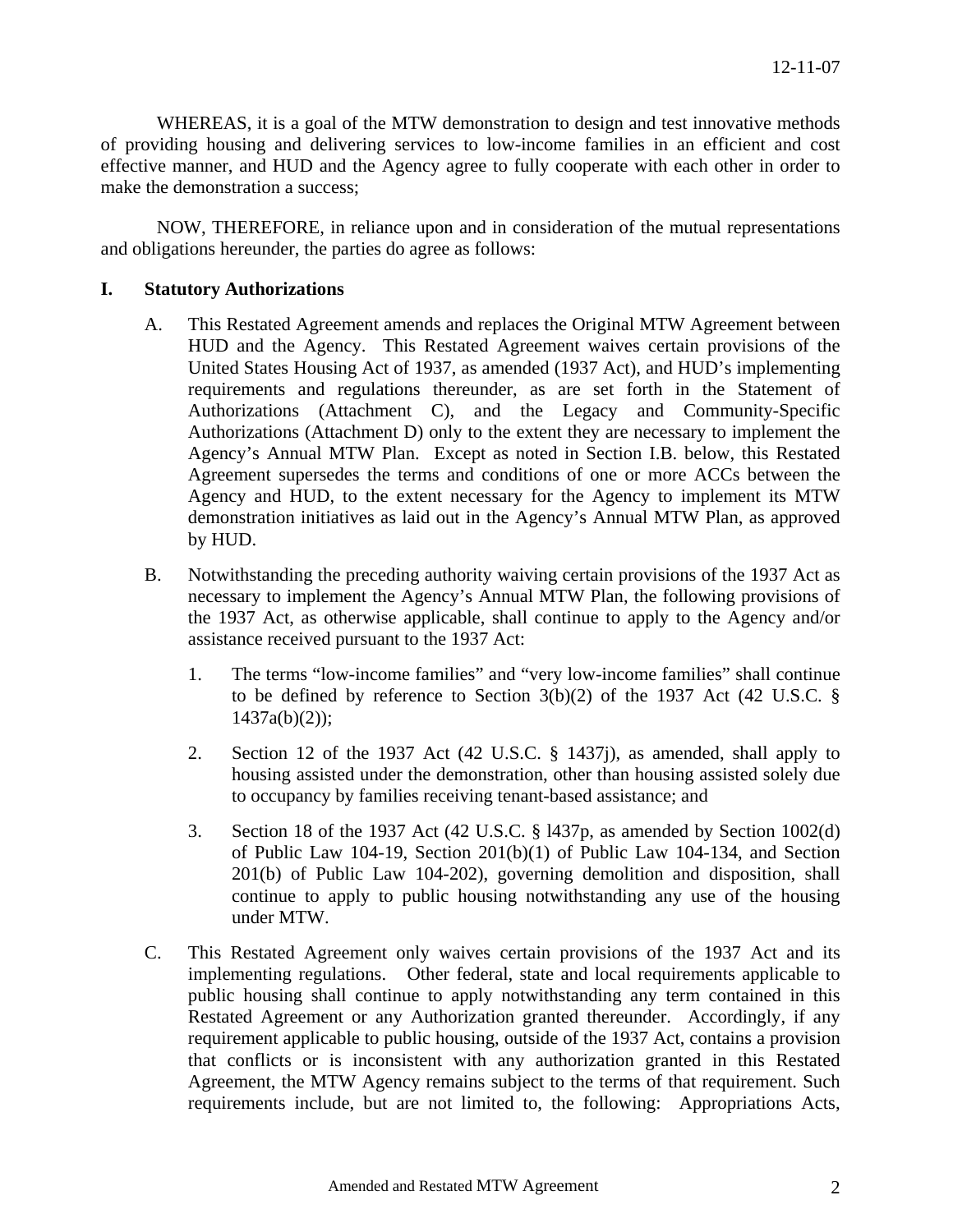WHEREAS, it is a goal of the MTW demonstration to design and test innovative methods of providing housing and delivering services to low-income families in an efficient and cost effective manner, and HUD and the Agency agree to fully cooperate with each other in order to make the demonstration a success;

NOW, THEREFORE, in reliance upon and in consideration of the mutual representations and obligations hereunder, the parties do agree as follows:

## I. Statutory Authorizations

A. This Restated Agreement amends and replaces the Original MTW Agreement between HUD and the Agency. This Restated Agreement waives certain provisions of the United States Housing Act of 1937, as amended (1937 Act), and HUD's implementing requirements and regulations thereunder, as are set forth in the Statement of Authorizations (Attachment C), and the Legacy and Community-Specific Authorizations (Attachment D) only to the extent they are necessary to implement the Agency's Annual MTW Plan. Except as noted in Section I.B. below, this Restated Agreement supersedes the terms and conditions of one or more ACCs between the Agency and HUD, to the extent necessary for the Agency to implement its MTW demonstration initiatives as laid out in the Agency's Annual MTW Plan, as approved by HUD.

B. Notwithstanding the preceding authority waiving certain provisions of the 1937 Act as necessary to implement the Agency's Annual MTW Plan, the following provisions of the 1937 Act, as otherwise applicable, shall continue to apply to the Agency and/or assistance received pursuant to the 1937 Act:

   1. The terms "low-income families" and "very low-income families" shall continue to be defined by reference to Section 3(b)(2) of the 1937 Act (42 U.S.C. § 1437a(b)(2));

   2. Section 12 of the 1937 Act (42 U.S.C. § 1437j), as amended, shall apply to housing assisted under the demonstration, other than housing assisted solely due to occupancy by families receiving tenant-based assistance; and

   3. Section 18 of the 1937 Act (42 U.S.C. § l437p, as amended by Section 1002(d) of Public Law 104-19, Section 201(b)(1) of Public Law 104-134, and Section 201(b) of Public Law 104-202), governing demolition and disposition, shall continue to apply to public housing notwithstanding any use of the housing under MTW.

C. This Restated Agreement only waives certain provisions of the 1937 Act and its implementing regulations. Other federal, state and local requirements applicable to public housing shall continue to apply notwithstanding any term contained in this Restated Agreement or any Authorization granted thereunder. Accordingly, if any requirement applicable to public housing, outside of the 1937 Act, contains a provision that conflicts or is inconsistent with any authorization granted in this Restated Agreement, the MTW Agency remains subject to the terms of that requirement. Such requirements include, but are not limited to, the following: Appropriations Acts,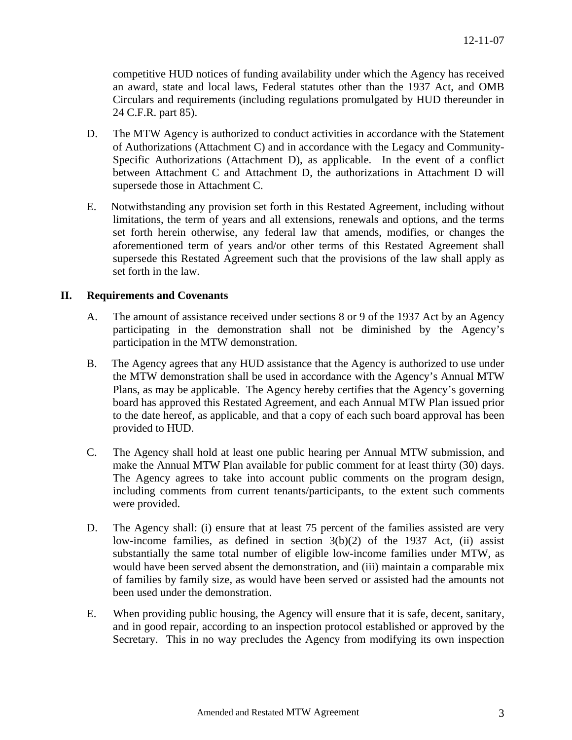competitive HUD notices of funding availability under which the Agency has received an award, state and local laws, Federal statutes other than the 1937 Act, and OMB Circulars and requirements (including regulations promulgated by HUD thereunder in 24 C.F.R. part 85).

D. The MTW Agency is authorized to conduct activities in accordance with the Statement of Authorizations (Attachment C) and in accordance with the Legacy and Community-Specific Authorizations (Attachment D), as applicable. In the event of a conflict between Attachment C and Attachment D, the authorizations in Attachment D will supersede those in Attachment C.

E. Notwithstanding any provision set forth in this Restated Agreement, including without limitations, the term of years and all extensions, renewals and options, and the terms set forth herein otherwise, any federal law that amends, modifies, or changes the aforementioned term of years and/or other terms of this Restated Agreement shall supersede this Restated Agreement such that the provisions of the law shall apply as set forth in the law.

## II. Requirements and Covenants

A. The amount of assistance received under sections 8 or 9 of the 1937 Act by an Agency participating in the demonstration shall not be diminished by the Agency's participation in the MTW demonstration.

B. The Agency agrees that any HUD assistance that the Agency is authorized to use under the MTW demonstration shall be used in accordance with the Agency's Annual MTW Plans, as may be applicable. The Agency hereby certifies that the Agency's governing board has approved this Restated Agreement, and each Annual MTW Plan issued prior to the date hereof, as applicable, and that a copy of each such board approval has been provided to HUD.

C. The Agency shall hold at least one public hearing per Annual MTW submission, and make the Annual MTW Plan available for public comment for at least thirty (30) days. The Agency agrees to take into account public comments on the program design, including comments from current tenants/participants, to the extent such comments were provided.

D. The Agency shall: (i) ensure that at least 75 percent of the families assisted are very low-income families, as defined in section 3(b)(2) of the 1937 Act, (ii) assist substantially the same total number of eligible low-income families under MTW, as would have been served absent the demonstration, and (iii) maintain a comparable mix of families by family size, as would have been served or assisted had the amounts not been used under the demonstration.

E. When providing public housing, the Agency will ensure that it is safe, decent, sanitary, and in good repair, according to an inspection protocol established or approved by the Secretary. This in no way precludes the Agency from modifying its own inspection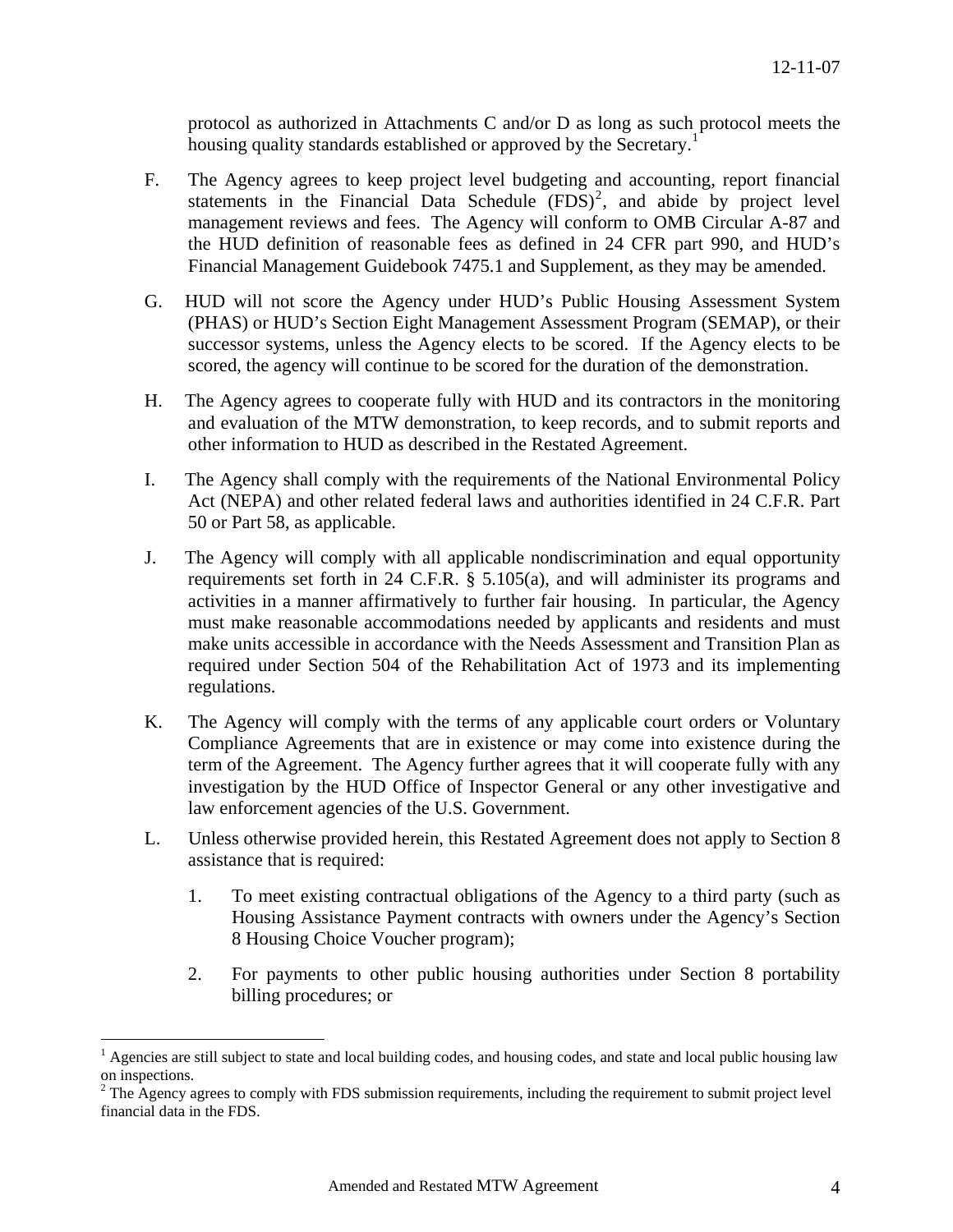protocol as authorized in Attachments C and/or D as long as such protocol meets the housing quality standards established or approved by the Secretary.[1]

F. The Agency agrees to keep project level budgeting and accounting, report financial statements in the Financial Data Schedule (FDS)[2], and abide by project level management reviews and fees. The Agency will conform to OMB Circular A-87 and the HUD definition of reasonable fees as defined in 24 CFR part 990, and HUD's Financial Management Guidebook 7475.1 and Supplement, as they may be amended.

G. HUD will not score the Agency under HUD's Public Housing Assessment System (PHAS) or HUD's Section Eight Management Assessment Program (SEMAP), or their successor systems, unless the Agency elects to be scored. If the Agency elects to be scored, the agency will continue to be scored for the duration of the demonstration.

H. The Agency agrees to cooperate fully with HUD and its contractors in the monitoring and evaluation of the MTW demonstration, to keep records, and to submit reports and other information to HUD as described in the Restated Agreement.

I. The Agency shall comply with the requirements of the National Environmental Policy Act (NEPA) and other related federal laws and authorities identified in 24 C.F.R. Part 50 or Part 58, as applicable.

J. The Agency will comply with all applicable nondiscrimination and equal opportunity requirements set forth in 24 C.F.R. § 5.105(a), and will administer its programs and activities in a manner affirmatively to further fair housing. In particular, the Agency must make reasonable accommodations needed by applicants and residents and must make units accessible in accordance with the Needs Assessment and Transition Plan as required under Section 504 of the Rehabilitation Act of 1973 and its implementing regulations.

K. The Agency will comply with the terms of any applicable court orders or Voluntary Compliance Agreements that are in existence or may come into existence during the term of the Agreement. The Agency further agrees that it will cooperate fully with any investigation by the HUD Office of Inspector General or any other investigative and law enforcement agencies of the U.S. Government.

L. Unless otherwise provided herein, this Restated Agreement does not apply to Section 8 assistance that is required:

   1. To meet existing contractual obligations of the Agency to a third party (such as Housing Assistance Payment contracts with owners under the Agency's Section 8 Housing Choice Voucher program);

   2. For payments to other public housing authorities under Section 8 portability billing procedures; or

---

[1] Agencies are still subject to state and local building codes, and housing codes, and state and local public housing law on inspections.

[2] The Agency agrees to comply with FDS submission requirements, including the requirement to submit project level financial data in the FDS.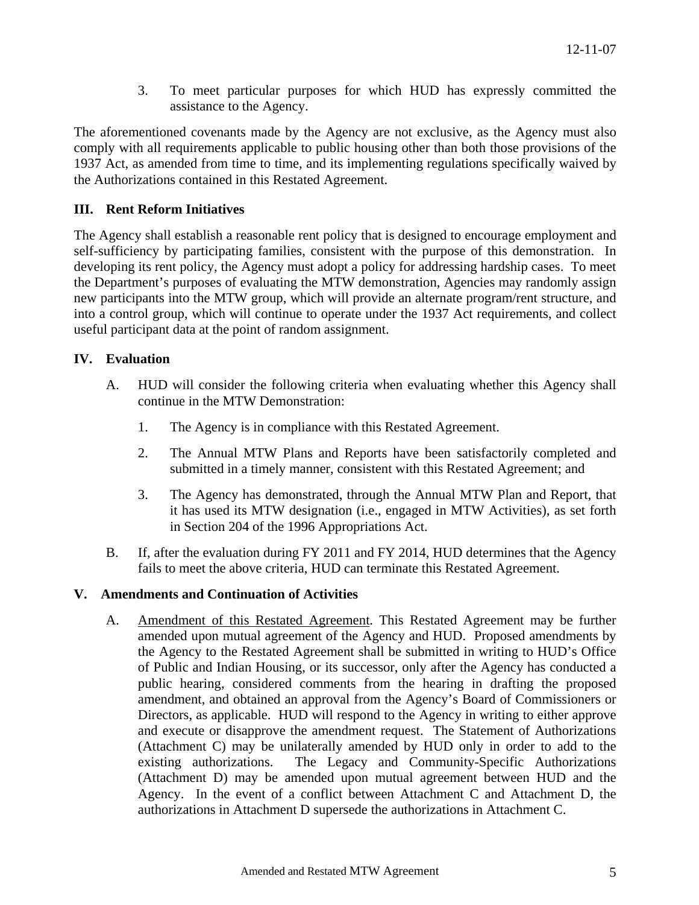3. To meet particular purposes for which HUD has expressly committed the assistance to the Agency.

The aforementioned covenants made by the Agency are not exclusive, as the Agency must also comply with all requirements applicable to public housing other than both those provisions of the 1937 Act, as amended from time to time, and its implementing regulations specifically waived by the Authorizations contained in this Restated Agreement.

## III. Rent Reform Initiatives

The Agency shall establish a reasonable rent policy that is designed to encourage employment and self-sufficiency by participating families, consistent with the purpose of this demonstration. In developing its rent policy, the Agency must adopt a policy for addressing hardship cases. To meet the Department's purposes of evaluating the MTW demonstration, Agencies may randomly assign new participants into the MTW group, which will provide an alternate program/rent structure, and into a control group, which will continue to operate under the 1937 Act requirements, and collect useful participant data at the point of random assignment.

## IV. Evaluation

A. HUD will consider the following criteria when evaluating whether this Agency shall continue in the MTW Demonstration:

1. The Agency is in compliance with this Restated Agreement.

2. The Annual MTW Plans and Reports have been satisfactorily completed and submitted in a timely manner, consistent with this Restated Agreement; and

3. The Agency has demonstrated, through the Annual MTW Plan and Report, that it has used its MTW designation (i.e., engaged in MTW Activities), as set forth in Section 204 of the 1996 Appropriations Act.

B. If, after the evaluation during FY 2011 and FY 2014, HUD determines that the Agency fails to meet the above criteria, HUD can terminate this Restated Agreement.

## V. Amendments and Continuation of Activities

A. Amendment of this Restated Agreement. This Restated Agreement may be further amended upon mutual agreement of the Agency and HUD. Proposed amendments by the Agency to the Restated Agreement shall be submitted in writing to HUD's Office of Public and Indian Housing, or its successor, only after the Agency has conducted a public hearing, considered comments from the hearing in drafting the proposed amendment, and obtained an approval from the Agency's Board of Commissioners or Directors, as applicable. HUD will respond to the Agency in writing to either approve and execute or disapprove the amendment request. The Statement of Authorizations (Attachment C) may be unilaterally amended by HUD only in order to add to the existing authorizations. The Legacy and Community-Specific Authorizations (Attachment D) may be amended upon mutual agreement between HUD and the Agency. In the event of a conflict between Attachment C and Attachment D, the authorizations in Attachment D supersede the authorizations in Attachment C.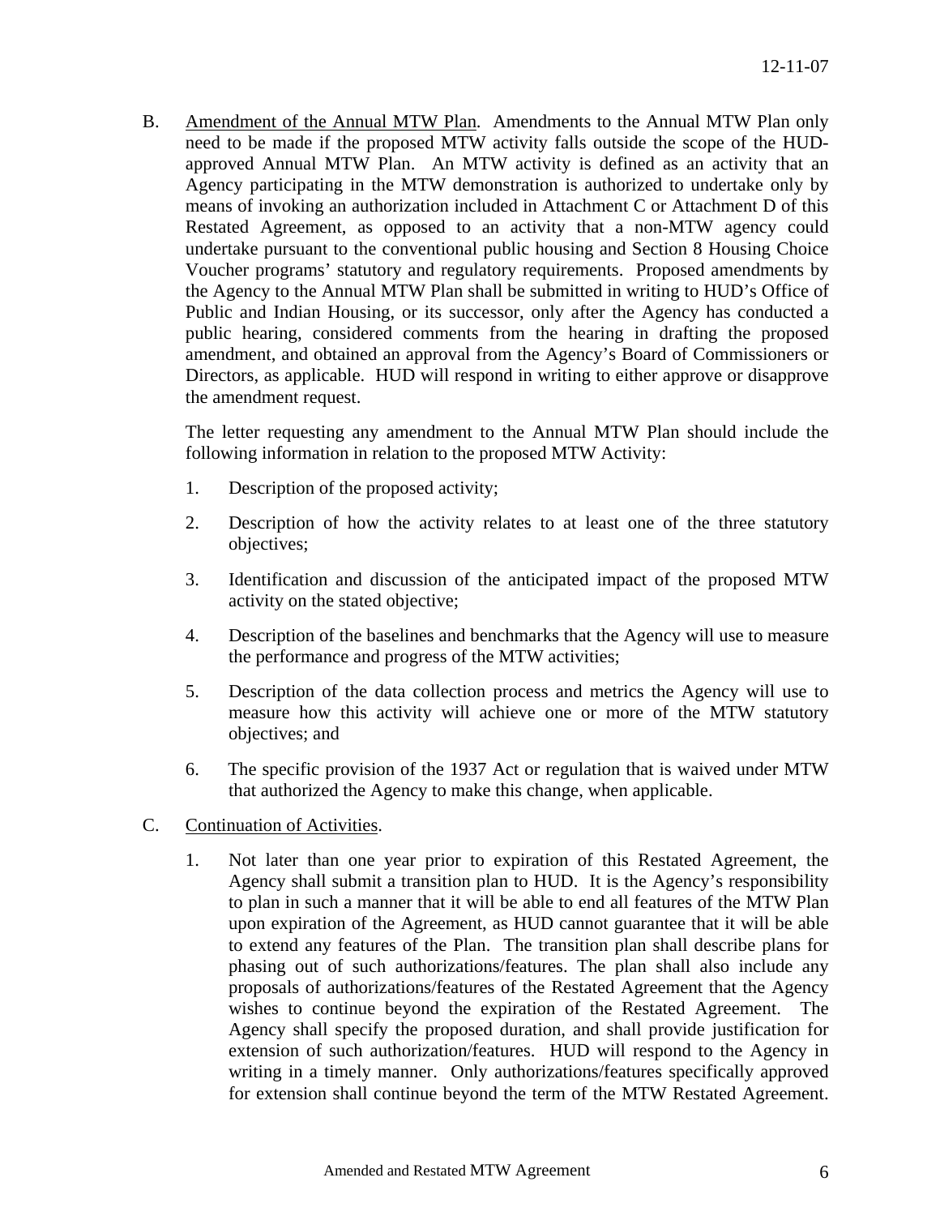B. Amendment of the Annual MTW Plan. Amendments to the Annual MTW Plan only need to be made if the proposed MTW activity falls outside the scope of the HUD-approved Annual MTW Plan. An MTW activity is defined as an activity that an Agency participating in the MTW demonstration is authorized to undertake only by means of invoking an authorization included in Attachment C or Attachment D of this Restated Agreement, as opposed to an activity that a non-MTW agency could undertake pursuant to the conventional public housing and Section 8 Housing Choice Voucher programs' statutory and regulatory requirements. Proposed amendments by the Agency to the Annual MTW Plan shall be submitted in writing to HUD's Office of Public and Indian Housing, or its successor, only after the Agency has conducted a public hearing, considered comments from the hearing in drafting the proposed amendment, and obtained an approval from the Agency's Board of Commissioners or Directors, as applicable. HUD will respond in writing to either approve or disapprove the amendment request.

   The letter requesting any amendment to the Annual MTW Plan should include the following information in relation to the proposed MTW Activity:

   1. Description of the proposed activity;

   2. Description of how the activity relates to at least one of the three statutory objectives;

   3. Identification and discussion of the anticipated impact of the proposed MTW activity on the stated objective;

   4. Description of the baselines and benchmarks that the Agency will use to measure the performance and progress of the MTW activities;

   5. Description of the data collection process and metrics the Agency will use to measure how this activity will achieve one or more of the MTW statutory objectives; and

   6. The specific provision of the 1937 Act or regulation that is waived under MTW that authorized the Agency to make this change, when applicable.

C. Continuation of Activities.

   1. Not later than one year prior to expiration of this Restated Agreement, the Agency shall submit a transition plan to HUD. It is the Agency's responsibility to plan in such a manner that it will be able to end all features of the MTW Plan upon expiration of the Agreement, as HUD cannot guarantee that it will be able to extend any features of the Plan. The transition plan shall describe plans for phasing out of such authorizations/features. The plan shall also include any proposals of authorizations/features of the Restated Agreement that the Agency wishes to continue beyond the expiration of the Restated Agreement. The Agency shall specify the proposed duration, and shall provide justification for extension of such authorization/features. HUD will respond to the Agency in writing in a timely manner. Only authorizations/features specifically approved for extension shall continue beyond the term of the MTW Restated Agreement.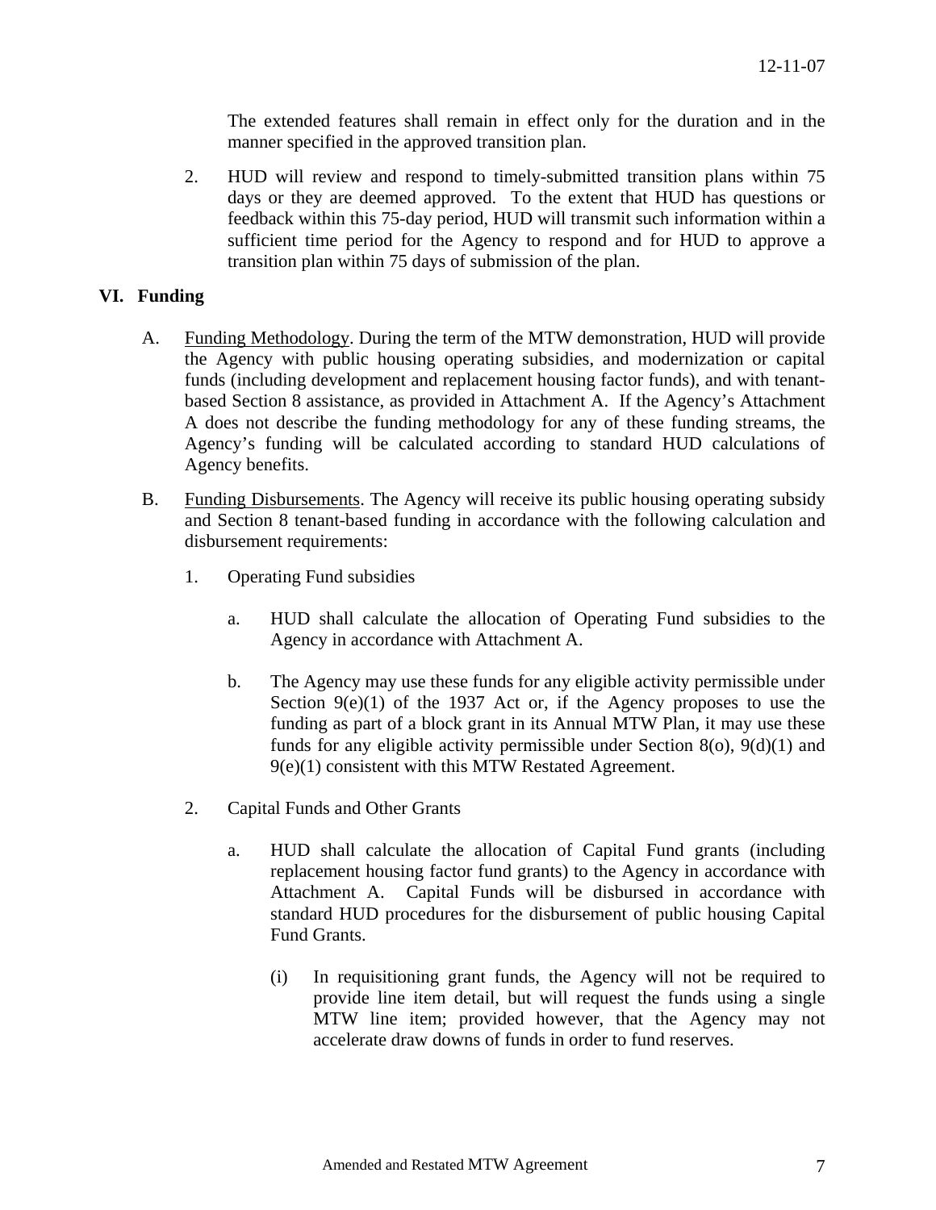The extended features shall remain in effect only for the duration and in the manner specified in the approved transition plan.

2. HUD will review and respond to timely-submitted transition plans within 75 days or they are deemed approved. To the extent that HUD has questions or feedback within this 75-day period, HUD will transmit such information within a sufficient time period for the Agency to respond and for HUD to approve a transition plan within 75 days of submission of the plan.

## VI. Funding

A. Funding Methodology. During the term of the MTW demonstration, HUD will provide the Agency with public housing operating subsidies, and modernization or capital funds (including development and replacement housing factor funds), and with tenant-based Section 8 assistance, as provided in Attachment A. If the Agency's Attachment A does not describe the funding methodology for any of these funding streams, the Agency's funding will be calculated according to standard HUD calculations of Agency benefits.

B. Funding Disbursements. The Agency will receive its public housing operating subsidy and Section 8 tenant-based funding in accordance with the following calculation and disbursement requirements:

1. Operating Fund subsidies

   a. HUD shall calculate the allocation of Operating Fund subsidies to the Agency in accordance with Attachment A.

   b. The Agency may use these funds for any eligible activity permissible under Section 9(e)(1) of the 1937 Act or, if the Agency proposes to use the funding as part of a block grant in its Annual MTW Plan, it may use these funds for any eligible activity permissible under Section 8(o), 9(d)(1) and 9(e)(1) consistent with this MTW Restated Agreement.

2. Capital Funds and Other Grants

   a. HUD shall calculate the allocation of Capital Fund grants (including replacement housing factor fund grants) to the Agency in accordance with Attachment A. Capital Funds will be disbursed in accordance with standard HUD procedures for the disbursement of public housing Capital Fund Grants.

      (i) In requisitioning grant funds, the Agency will not be required to provide line item detail, but will request the funds using a single MTW line item; provided however, that the Agency may not accelerate draw downs of funds in order to fund reserves.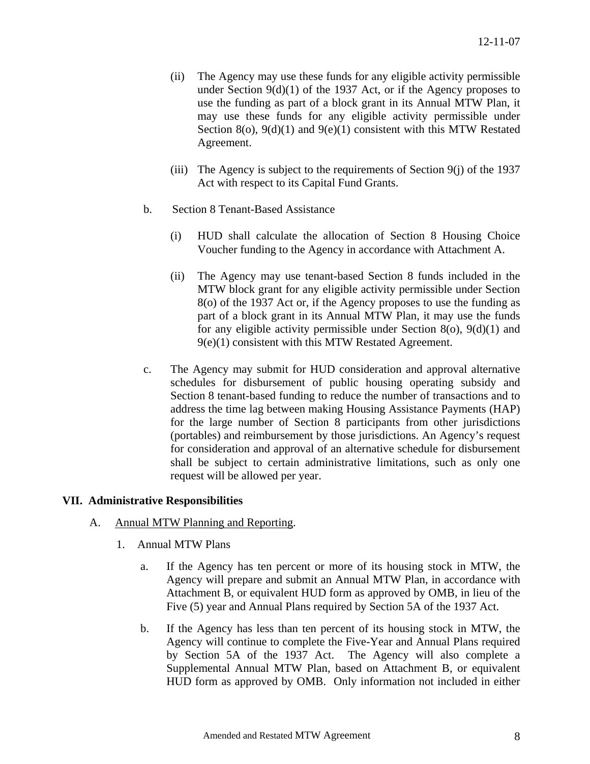(ii) The Agency may use these funds for any eligible activity permissible under Section 9(d)(1) of the 1937 Act, or if the Agency proposes to use the funding as part of a block grant in its Annual MTW Plan, it may use these funds for any eligible activity permissible under Section 8(o), 9(d)(1) and 9(e)(1) consistent with this MTW Restated Agreement.

(iii) The Agency is subject to the requirements of Section 9(j) of the 1937 Act with respect to its Capital Fund Grants.

b. Section 8 Tenant-Based Assistance

(i) HUD shall calculate the allocation of Section 8 Housing Choice Voucher funding to the Agency in accordance with Attachment A.

(ii) The Agency may use tenant-based Section 8 funds included in the MTW block grant for any eligible activity permissible under Section 8(o) of the 1937 Act or, if the Agency proposes to use the funding as part of a block grant in its Annual MTW Plan, it may use the funds for any eligible activity permissible under Section 8(o), 9(d)(1) and 9(e)(1) consistent with this MTW Restated Agreement.

c. The Agency may submit for HUD consideration and approval alternative schedules for disbursement of public housing operating subsidy and Section 8 tenant-based funding to reduce the number of transactions and to address the time lag between making Housing Assistance Payments (HAP) for the large number of Section 8 participants from other jurisdictions (portables) and reimbursement by those jurisdictions. An Agency's request for consideration and approval of an alternative schedule for disbursement shall be subject to certain administrative limitations, such as only one request will be allowed per year.

## VII. Administrative Responsibilities

A. Annual MTW Planning and Reporting.

1. Annual MTW Plans

a. If the Agency has ten percent or more of its housing stock in MTW, the Agency will prepare and submit an Annual MTW Plan, in accordance with Attachment B, or equivalent HUD form as approved by OMB, in lieu of the Five (5) year and Annual Plans required by Section 5A of the 1937 Act.

b. If the Agency has less than ten percent of its housing stock in MTW, the Agency will continue to complete the Five-Year and Annual Plans required by Section 5A of the 1937 Act. The Agency will also complete a Supplemental Annual MTW Plan, based on Attachment B, or equivalent HUD form as approved by OMB. Only information not included in either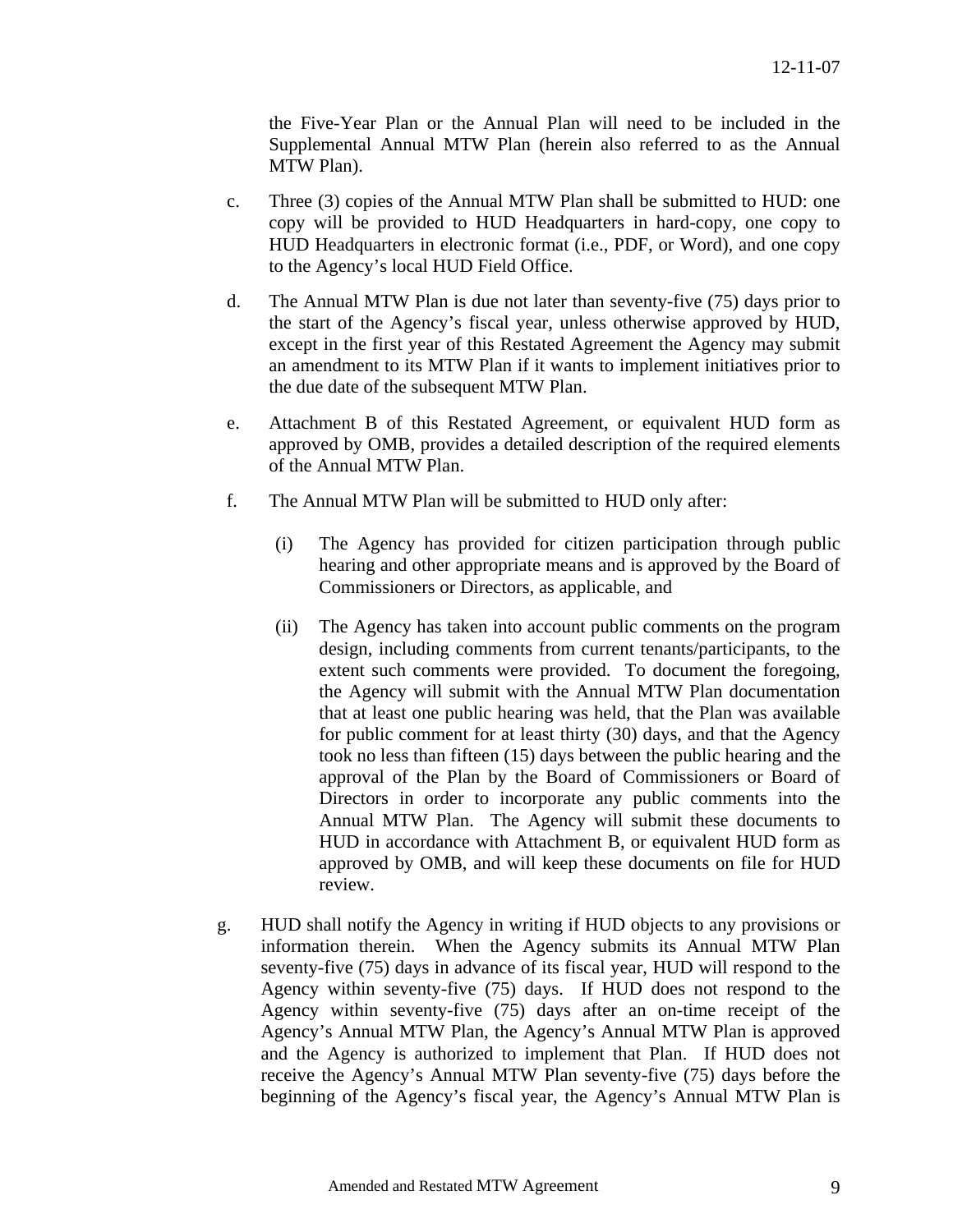the Five-Year Plan or the Annual Plan will need to be included in the Supplemental Annual MTW Plan (herein also referred to as the Annual MTW Plan).

c. Three (3) copies of the Annual MTW Plan shall be submitted to HUD: one copy will be provided to HUD Headquarters in hard-copy, one copy to HUD Headquarters in electronic format (i.e., PDF, or Word), and one copy to the Agency's local HUD Field Office.

d. The Annual MTW Plan is due not later than seventy-five (75) days prior to the start of the Agency's fiscal year, unless otherwise approved by HUD, except in the first year of this Restated Agreement the Agency may submit an amendment to its MTW Plan if it wants to implement initiatives prior to the due date of the subsequent MTW Plan.

e. Attachment B of this Restated Agreement, or equivalent HUD form as approved by OMB, provides a detailed description of the required elements of the Annual MTW Plan.

f. The Annual MTW Plan will be submitted to HUD only after:

   (i) The Agency has provided for citizen participation through public hearing and other appropriate means and is approved by the Board of Commissioners or Directors, as applicable, and

   (ii) The Agency has taken into account public comments on the program design, including comments from current tenants/participants, to the extent such comments were provided. To document the foregoing, the Agency will submit with the Annual MTW Plan documentation that at least one public hearing was held, that the Plan was available for public comment for at least thirty (30) days, and that the Agency took no less than fifteen (15) days between the public hearing and the approval of the Plan by the Board of Commissioners or Board of Directors in order to incorporate any public comments into the Annual MTW Plan. The Agency will submit these documents to HUD in accordance with Attachment B, or equivalent HUD form as approved by OMB, and will keep these documents on file for HUD review.

g. HUD shall notify the Agency in writing if HUD objects to any provisions or information therein. When the Agency submits its Annual MTW Plan seventy-five (75) days in advance of its fiscal year, HUD will respond to the Agency within seventy-five (75) days. If HUD does not respond to the Agency within seventy-five (75) days after an on-time receipt of the Agency's Annual MTW Plan, the Agency's Annual MTW Plan is approved and the Agency is authorized to implement that Plan. If HUD does not receive the Agency's Annual MTW Plan seventy-five (75) days before the beginning of the Agency's fiscal year, the Agency's Annual MTW Plan is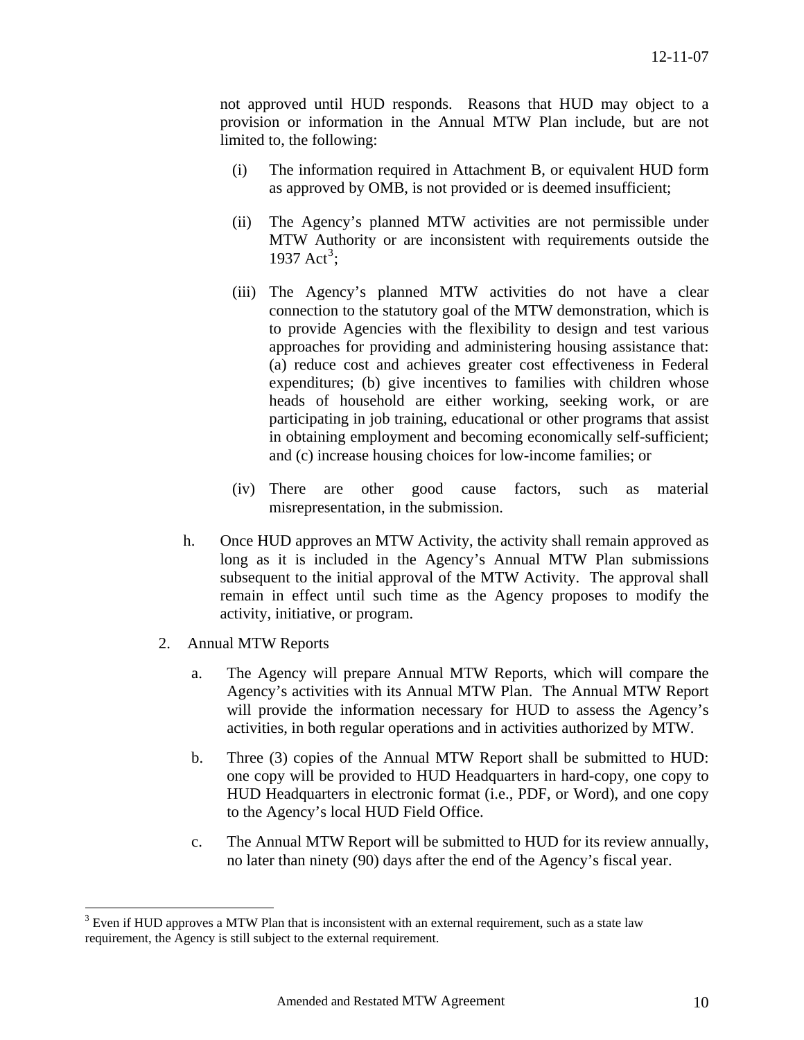not approved until HUD responds. Reasons that HUD may object to a provision or information in the Annual MTW Plan include, but are not limited to, the following:

(i) The information required in Attachment B, or equivalent HUD form as approved by OMB, is not provided or is deemed insufficient;

(ii) The Agency's planned MTW activities are not permissible under MTW Authority or are inconsistent with requirements outside the 1937 Act[3];

(iii) The Agency's planned MTW activities do not have a clear connection to the statutory goal of the MTW demonstration, which is to provide Agencies with the flexibility to design and test various approaches for providing and administering housing assistance that: (a) reduce cost and achieves greater cost effectiveness in Federal expenditures; (b) give incentives to families with children whose heads of household are either working, seeking work, or are participating in job training, educational or other programs that assist in obtaining employment and becoming economically self-sufficient; and (c) increase housing choices for low-income families; or

(iv) There are other good cause factors, such as material misrepresentation, in the submission.

h. Once HUD approves an MTW Activity, the activity shall remain approved as long as it is included in the Agency's Annual MTW Plan submissions subsequent to the initial approval of the MTW Activity. The approval shall remain in effect until such time as the Agency proposes to modify the activity, initiative, or program.

2. Annual MTW Reports

a. The Agency will prepare Annual MTW Reports, which will compare the Agency's activities with its Annual MTW Plan. The Annual MTW Report will provide the information necessary for HUD to assess the Agency's activities, in both regular operations and in activities authorized by MTW.

b. Three (3) copies of the Annual MTW Report shall be submitted to HUD: one copy will be provided to HUD Headquarters in hard-copy, one copy to HUD Headquarters in electronic format (i.e., PDF, or Word), and one copy to the Agency's local HUD Field Office.

c. The Annual MTW Report will be submitted to HUD for its review annually, no later than ninety (90) days after the end of the Agency's fiscal year.

---

[3] Even if HUD approves a MTW Plan that is inconsistent with an external requirement, such as a state law requirement, the Agency is still subject to the external requirement.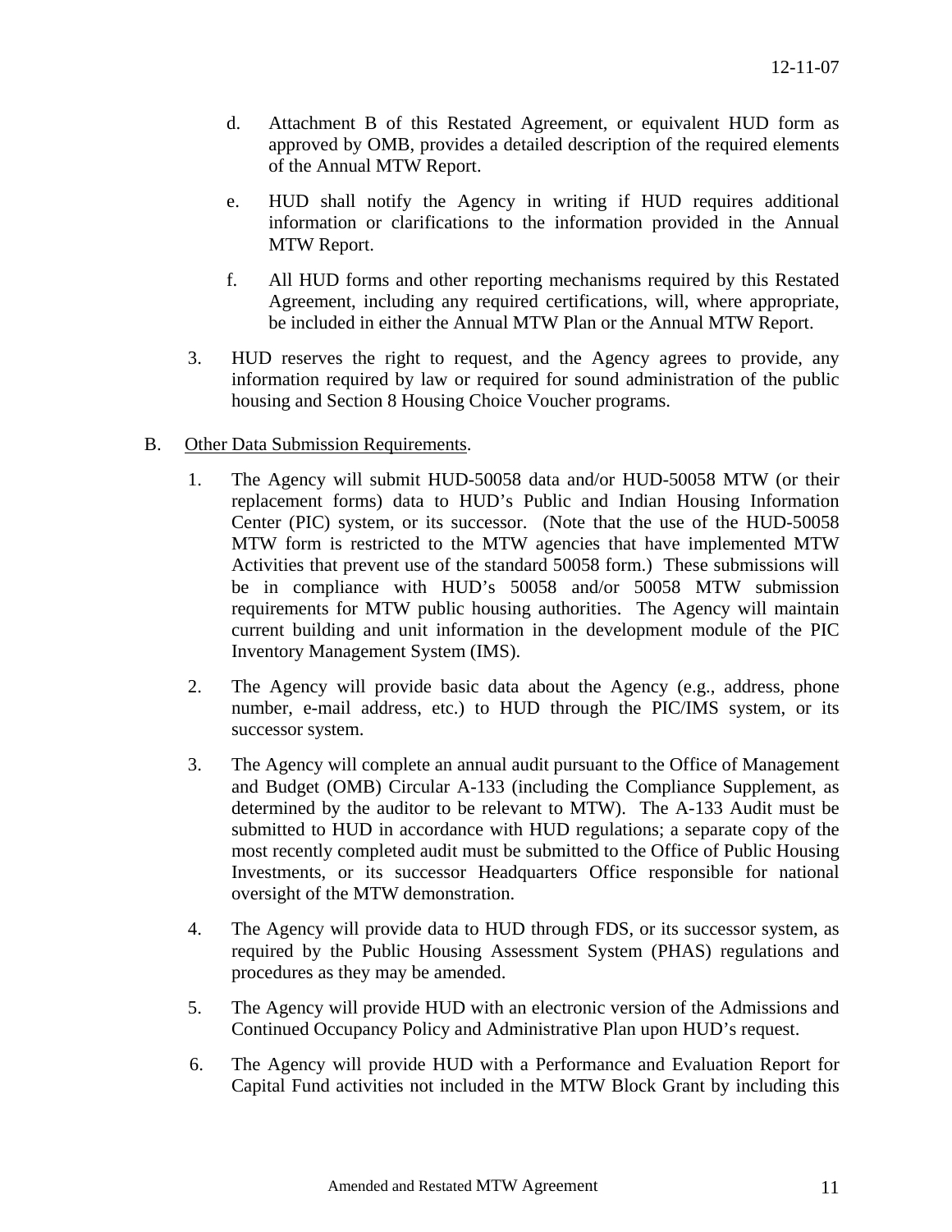d. Attachment B of this Restated Agreement, or equivalent HUD form as approved by OMB, provides a detailed description of the required elements of the Annual MTW Report.

e. HUD shall notify the Agency in writing if HUD requires additional information or clarifications to the information provided in the Annual MTW Report.

f. All HUD forms and other reporting mechanisms required by this Restated Agreement, including any required certifications, will, where appropriate, be included in either the Annual MTW Plan or the Annual MTW Report.

3. HUD reserves the right to request, and the Agency agrees to provide, any information required by law or required for sound administration of the public housing and Section 8 Housing Choice Voucher programs.

B. <u>Other Data Submission Requirements</u>.

1. The Agency will submit HUD-50058 data and/or HUD-50058 MTW (or their replacement forms) data to HUD's Public and Indian Housing Information Center (PIC) system, or its successor. (Note that the use of the HUD-50058 MTW form is restricted to the MTW agencies that have implemented MTW Activities that prevent use of the standard 50058 form.) These submissions will be in compliance with HUD's 50058 and/or 50058 MTW submission requirements for MTW public housing authorities. The Agency will maintain current building and unit information in the development module of the PIC Inventory Management System (IMS).

2. The Agency will provide basic data about the Agency (e.g., address, phone number, e-mail address, etc.) to HUD through the PIC/IMS system, or its successor system.

3. The Agency will complete an annual audit pursuant to the Office of Management and Budget (OMB) Circular A-133 (including the Compliance Supplement, as determined by the auditor to be relevant to MTW). The A-133 Audit must be submitted to HUD in accordance with HUD regulations; a separate copy of the most recently completed audit must be submitted to the Office of Public Housing Investments, or its successor Headquarters Office responsible for national oversight of the MTW demonstration.

4. The Agency will provide data to HUD through FDS, or its successor system, as required by the Public Housing Assessment System (PHAS) regulations and procedures as they may be amended.

5. The Agency will provide HUD with an electronic version of the Admissions and Continued Occupancy Policy and Administrative Plan upon HUD's request.

6. The Agency will provide HUD with a Performance and Evaluation Report for Capital Fund activities not included in the MTW Block Grant by including this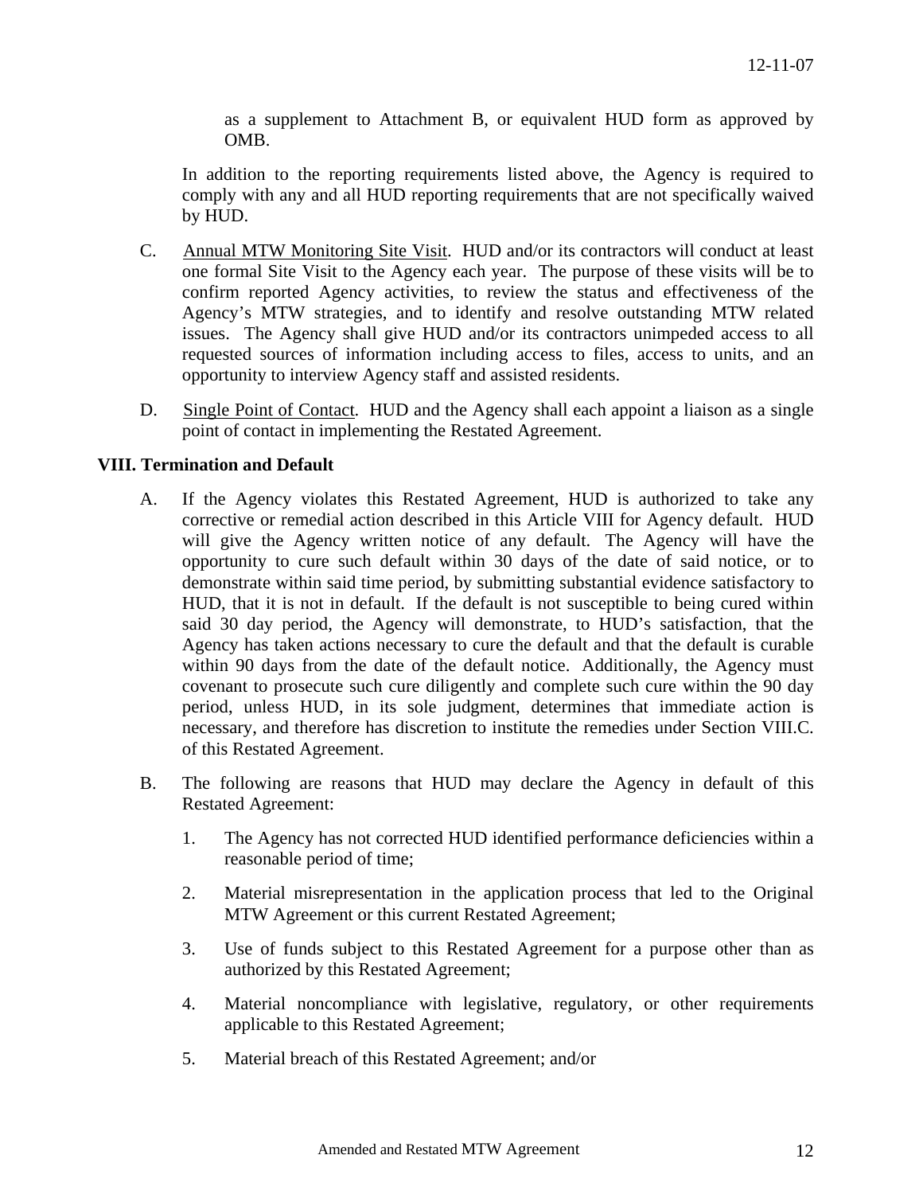as a supplement to Attachment B, or equivalent HUD form as approved by OMB.

In addition to the reporting requirements listed above, the Agency is required to comply with any and all HUD reporting requirements that are not specifically waived by HUD.

C. Annual MTW Monitoring Site Visit. HUD and/or its contractors will conduct at least one formal Site Visit to the Agency each year. The purpose of these visits will be to confirm reported Agency activities, to review the status and effectiveness of the Agency's MTW strategies, and to identify and resolve outstanding MTW related issues. The Agency shall give HUD and/or its contractors unimpeded access to all requested sources of information including access to files, access to units, and an opportunity to interview Agency staff and assisted residents.

D. Single Point of Contact. HUD and the Agency shall each appoint a liaison as a single point of contact in implementing the Restated Agreement.

**VIII. Termination and Default**

A. If the Agency violates this Restated Agreement, HUD is authorized to take any corrective or remedial action described in this Article VIII for Agency default. HUD will give the Agency written notice of any default. The Agency will have the opportunity to cure such default within 30 days of the date of said notice, or to demonstrate within said time period, by submitting substantial evidence satisfactory to HUD, that it is not in default. If the default is not susceptible to being cured within said 30 day period, the Agency will demonstrate, to HUD's satisfaction, that the Agency has taken actions necessary to cure the default and that the default is curable within 90 days from the date of the default notice. Additionally, the Agency must covenant to prosecute such cure diligently and complete such cure within the 90 day period, unless HUD, in its sole judgment, determines that immediate action is necessary, and therefore has discretion to institute the remedies under Section VIII.C. of this Restated Agreement.

B. The following are reasons that HUD may declare the Agency in default of this Restated Agreement:

1. The Agency has not corrected HUD identified performance deficiencies within a reasonable period of time;

2. Material misrepresentation in the application process that led to the Original MTW Agreement or this current Restated Agreement;

3. Use of funds subject to this Restated Agreement for a purpose other than as authorized by this Restated Agreement;

4. Material noncompliance with legislative, regulatory, or other requirements applicable to this Restated Agreement;

5. Material breach of this Restated Agreement; and/or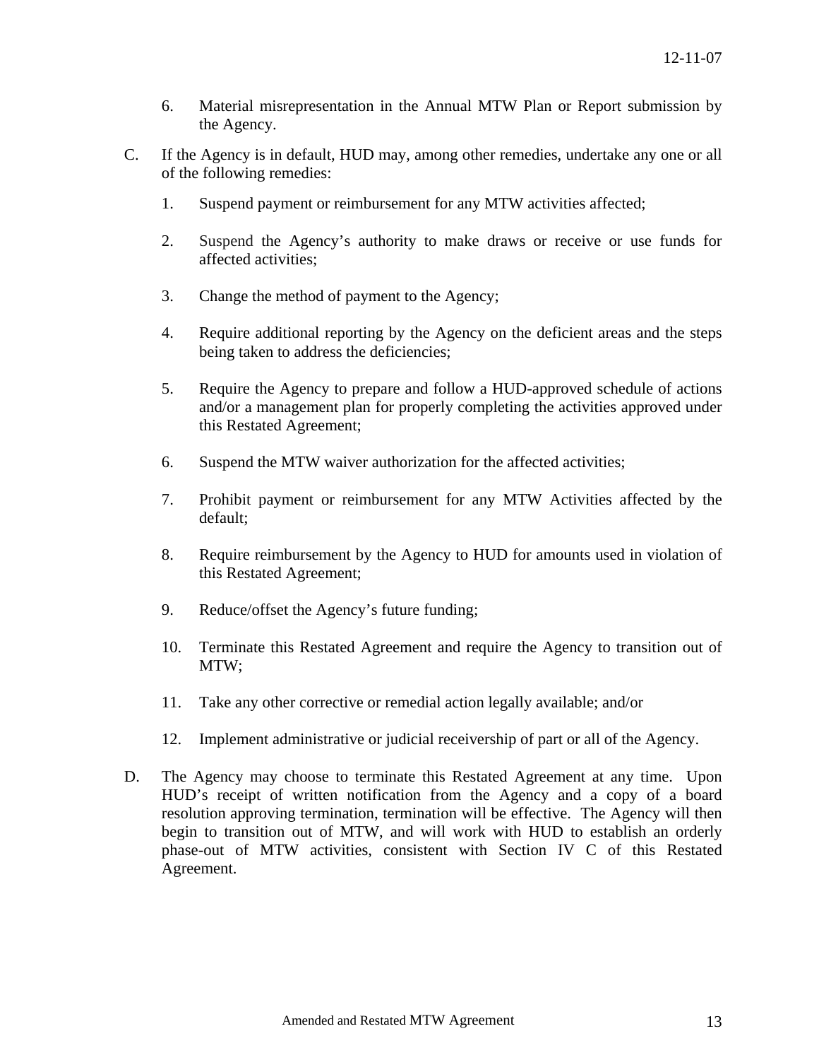6. Material misrepresentation in the Annual MTW Plan or Report submission by the Agency.

C. If the Agency is in default, HUD may, among other remedies, undertake any one or all of the following remedies:

   1. Suspend payment or reimbursement for any MTW activities affected;

   2. Suspend the Agency's authority to make draws or receive or use funds for affected activities;

   3. Change the method of payment to the Agency;

   4. Require additional reporting by the Agency on the deficient areas and the steps being taken to address the deficiencies;

   5. Require the Agency to prepare and follow a HUD-approved schedule of actions and/or a management plan for properly completing the activities approved under this Restated Agreement;

   6. Suspend the MTW waiver authorization for the affected activities;

   7. Prohibit payment or reimbursement for any MTW Activities affected by the default;

   8. Require reimbursement by the Agency to HUD for amounts used in violation of this Restated Agreement;

   9. Reduce/offset the Agency's future funding;

   10. Terminate this Restated Agreement and require the Agency to transition out of MTW;

   11. Take any other corrective or remedial action legally available; and/or

   12. Implement administrative or judicial receivership of part or all of the Agency.

D. The Agency may choose to terminate this Restated Agreement at any time. Upon HUD's receipt of written notification from the Agency and a copy of a board resolution approving termination, termination will be effective. The Agency will then begin to transition out of MTW, and will work with HUD to establish an orderly phase-out of MTW activities, consistent with Section IV C of this Restated Agreement.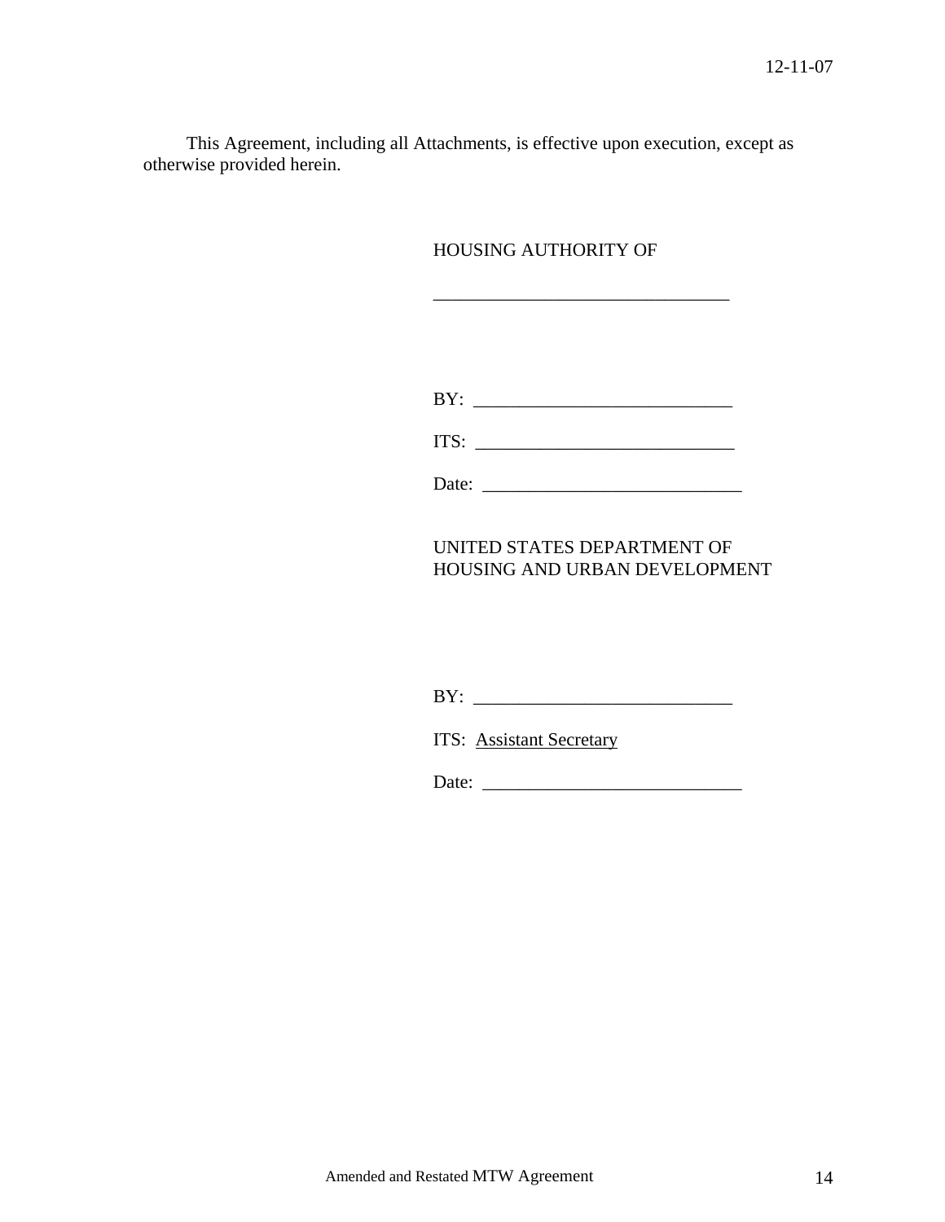This Agreement, including all Attachments, is effective upon execution, except as otherwise provided herein.

HOUSING AUTHORITY OF

________________________________

BY: ____________________________

ITS: ____________________________

Date: ____________________________

UNITED STATES DEPARTMENT OF HOUSING AND URBAN DEVELOPMENT

BY: ____________________________

ITS: Assistant Secretary

Date: ____________________________